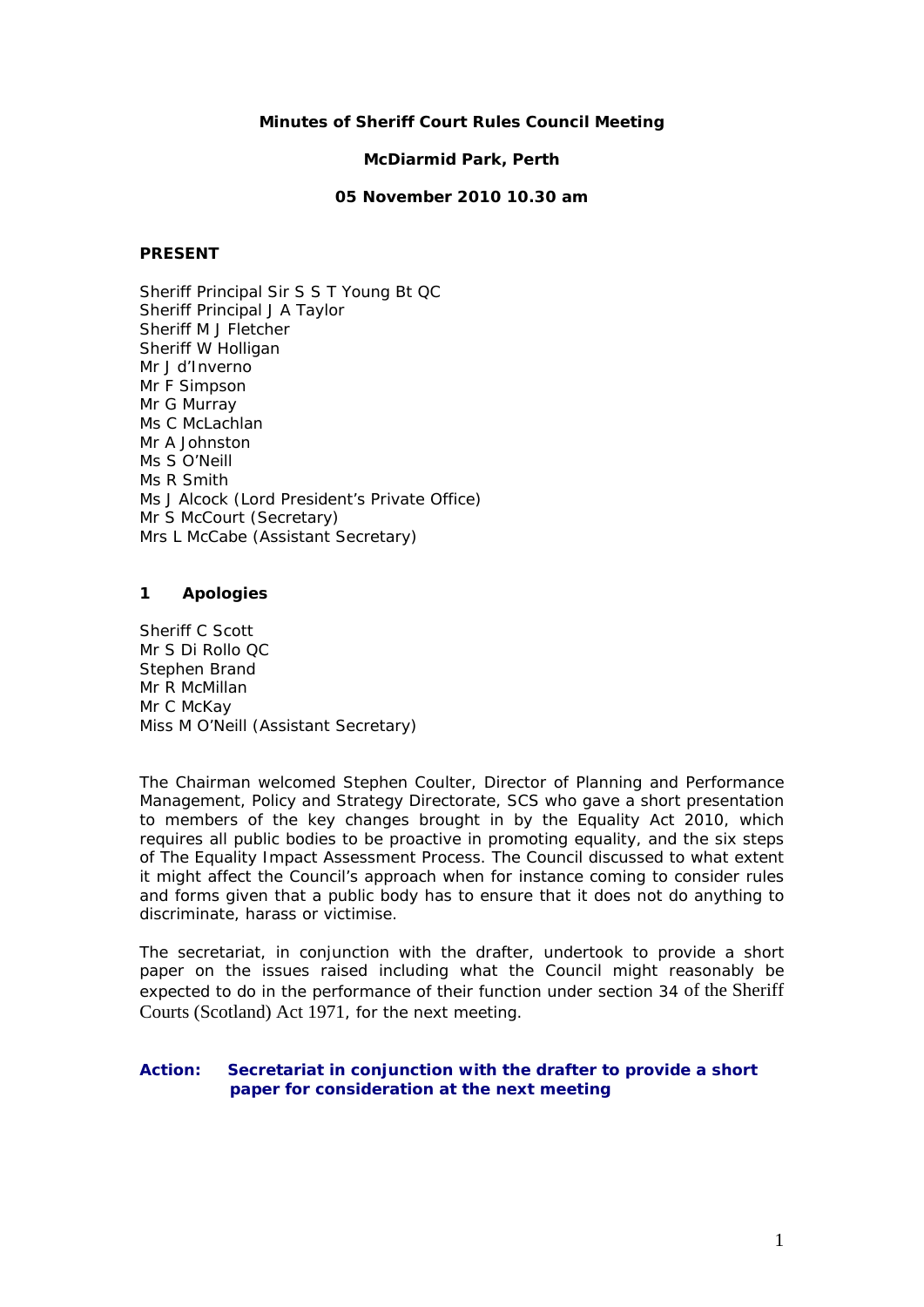**Minutes of Sheriff Court Rules Council Meeting**

**McDiarmid Park, Perth**

**05 November 2010 10.30 am**

**PRESENT**

Sheriff Principal Sir S S T Young Bt QC
Sheriff Principal J A Taylor
Sheriff M J Fletcher
Sheriff W Holligan
Mr J d'Inverno
Mr F Simpson
Mr G Murray
Ms C McLachlan
Mr A Johnston
Ms S O'Neill
Ms R Smith
Ms J Alcock (Lord President's Private Office)
Mr S McCourt (Secretary)
Mrs L McCabe (Assistant Secretary)

**1 Apologies**

Sheriff C Scott
Mr S Di Rollo QC
Stephen Brand
Mr R McMillan
Mr C McKay
Miss M O'Neill (Assistant Secretary)

The Chairman welcomed Stephen Coulter, Director of Planning and Performance Management, Policy and Strategy Directorate, SCS who gave a short presentation to members of the key changes brought in by the Equality Act 2010, which requires all public bodies to be proactive in promoting equality, and the six steps of The Equality Impact Assessment Process. The Council discussed to what extent it might affect the Council's approach when for instance coming to consider rules and forms given that a public body has to ensure that it does not do anything to discriminate, harass or victimise.

The secretariat, in conjunction with the drafter, undertook to provide a short paper on the issues raised including what the Council might reasonably be expected to do in the performance of their function under section 34 of the Sheriff Courts (Scotland) Act 1971, for the next meeting.

**Action: Secretariat in conjunction with the drafter to provide a short paper for consideration at the next meeting**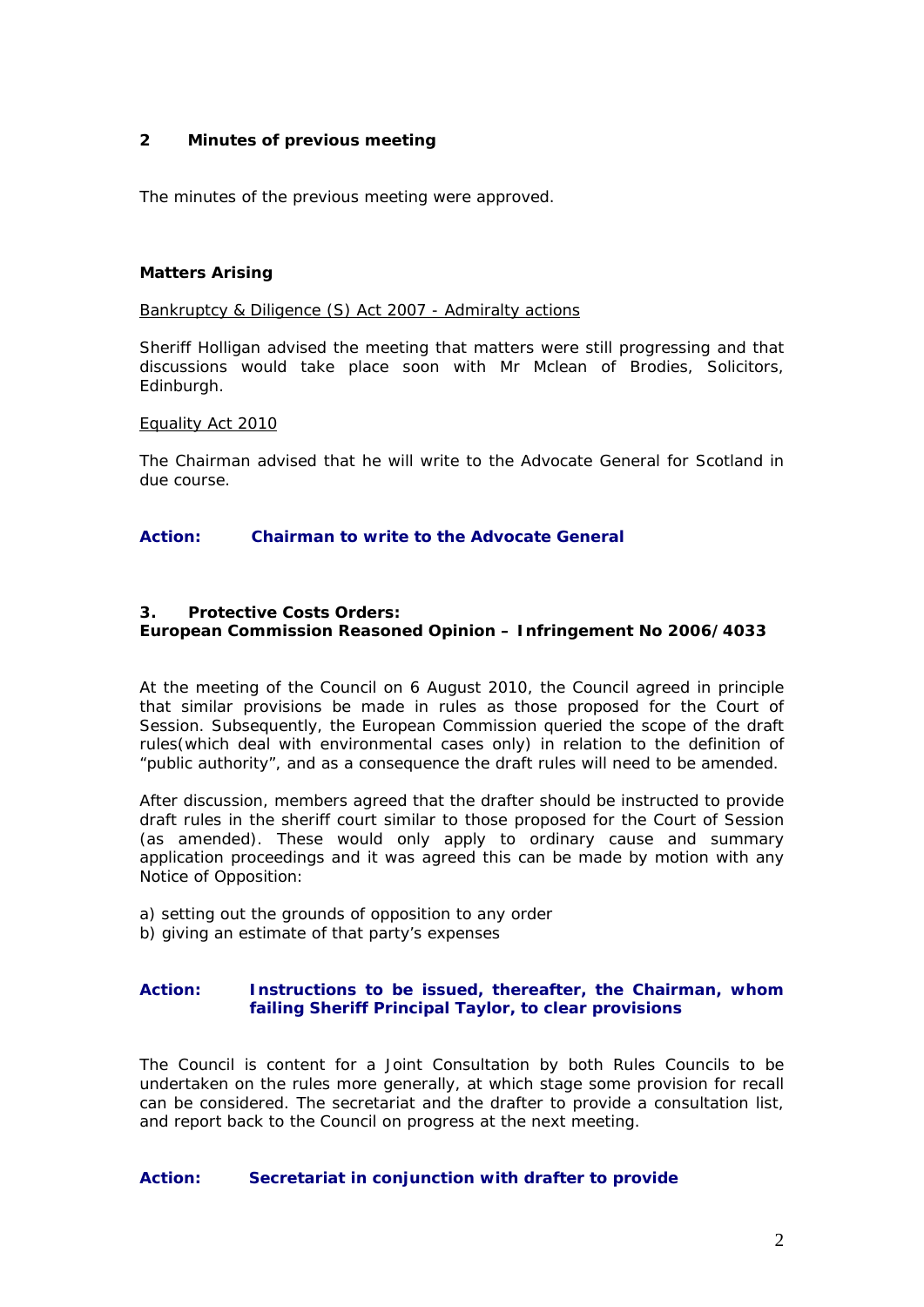## 2 Minutes of previous meeting

The minutes of the previous meeting were approved.

**Matters Arising**

Bankruptcy & Diligence (S) Act 2007 - Admiralty actions

Sheriff Holligan advised the meeting that matters were still progressing and that discussions would take place soon with Mr Mclean of Brodies, Solicitors, Edinburgh.

Equality Act 2010

The Chairman advised that he will write to the Advocate General for Scotland in due course.

**Action: Chairman to write to the Advocate General**

## 3. Protective Costs Orders: European Commission Reasoned Opinion – Infringement No 2006/4033

At the meeting of the Council on 6 August 2010, the Council agreed in principle that similar provisions be made in rules as those proposed for the Court of Session. Subsequently, the European Commission queried the scope of the draft rules(which deal with environmental cases only) in relation to the definition of "public authority", and as a consequence the draft rules will need to be amended.

After discussion, members agreed that the drafter should be instructed to provide draft rules in the sheriff court similar to those proposed for the Court of Session (as amended). These would only apply to ordinary cause and summary application proceedings and it was agreed this can be made by motion with any Notice of Opposition:

a) setting out the grounds of opposition to any order
b) giving an estimate of that party's expenses

**Action: Instructions to be issued, thereafter, the Chairman, whom failing Sheriff Principal Taylor, to clear provisions**

The Council is content for a Joint Consultation by both Rules Councils to be undertaken on the rules more generally, at which stage some provision for recall can be considered. The secretariat and the drafter to provide a consultation list, and report back to the Council on progress at the next meeting.

**Action: Secretariat in conjunction with drafter to provide**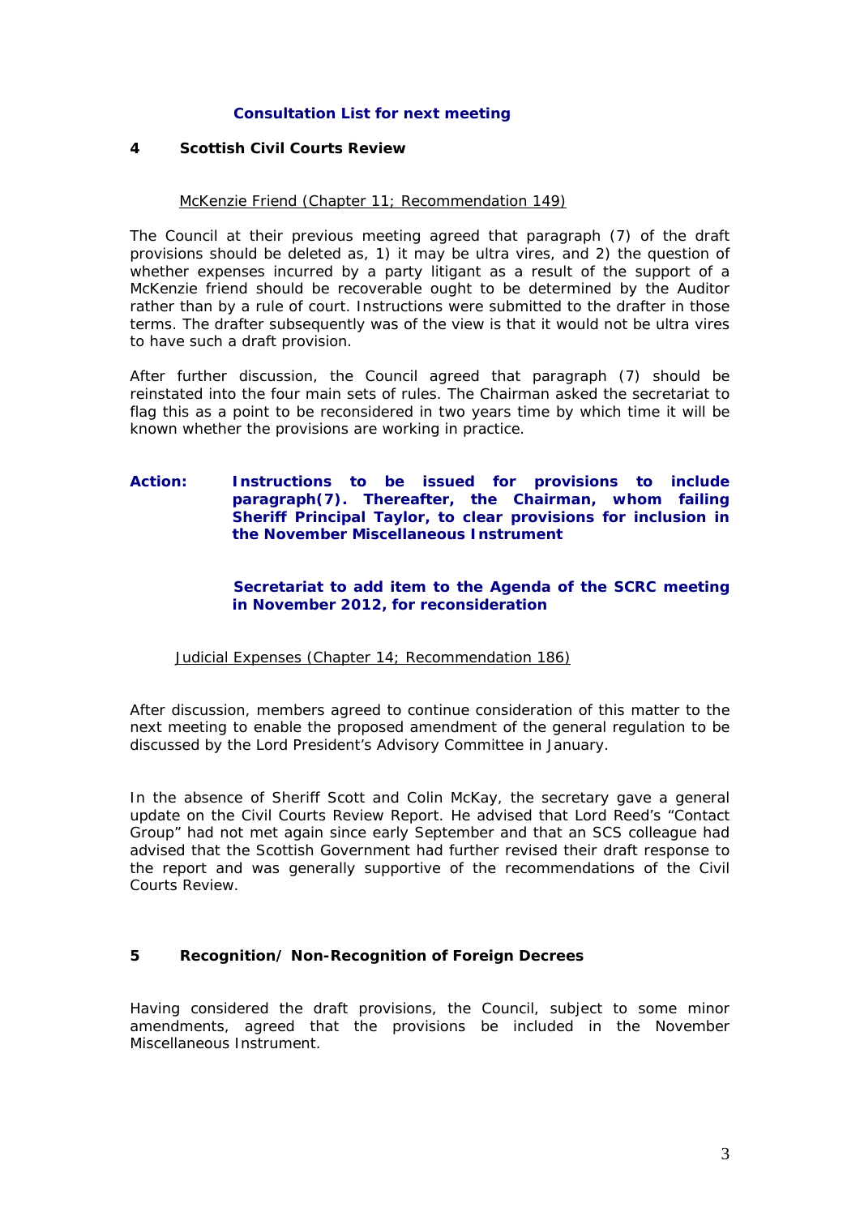**Consultation List for next meeting**

## 4 Scottish Civil Courts Review

McKenzie Friend (Chapter 11; Recommendation 149)

The Council at their previous meeting agreed that paragraph (7) of the draft provisions should be deleted as, 1) it may be ultra vires, and 2) the question of whether expenses incurred by a party litigant as a result of the support of a McKenzie friend should be recoverable ought to be determined by the Auditor rather than by a rule of court. Instructions were submitted to the drafter in those terms. The drafter subsequently was of the view is that it would not be ultra vires to have such a draft provision.

After further discussion, the Council agreed that paragraph (7) should be reinstated into the four main sets of rules. The Chairman asked the secretariat to flag this as a point to be reconsidered in two years time by which time it will be known whether the provisions are working in practice.

**Action: Instructions to be issued for provisions to include paragraph(7). Thereafter, the Chairman, whom failing Sheriff Principal Taylor, to clear provisions for inclusion in the November Miscellaneous Instrument**

**Secretariat to add item to the Agenda of the SCRC meeting in November 2012, for reconsideration**

Judicial Expenses (Chapter 14; Recommendation 186)

After discussion, members agreed to continue consideration of this matter to the next meeting to enable the proposed amendment of the general regulation to be discussed by the Lord President's Advisory Committee in January.

In the absence of Sheriff Scott and Colin McKay, the secretary gave a general update on the Civil Courts Review Report. He advised that Lord Reed's "Contact Group" had not met again since early September and that an SCS colleague had advised that the Scottish Government had further revised their draft response to the report and was generally supportive of the recommendations of the Civil Courts Review.

## 5 Recognition/ Non-Recognition of Foreign Decrees

Having considered the draft provisions, the Council, subject to some minor amendments, agreed that the provisions be included in the November Miscellaneous Instrument.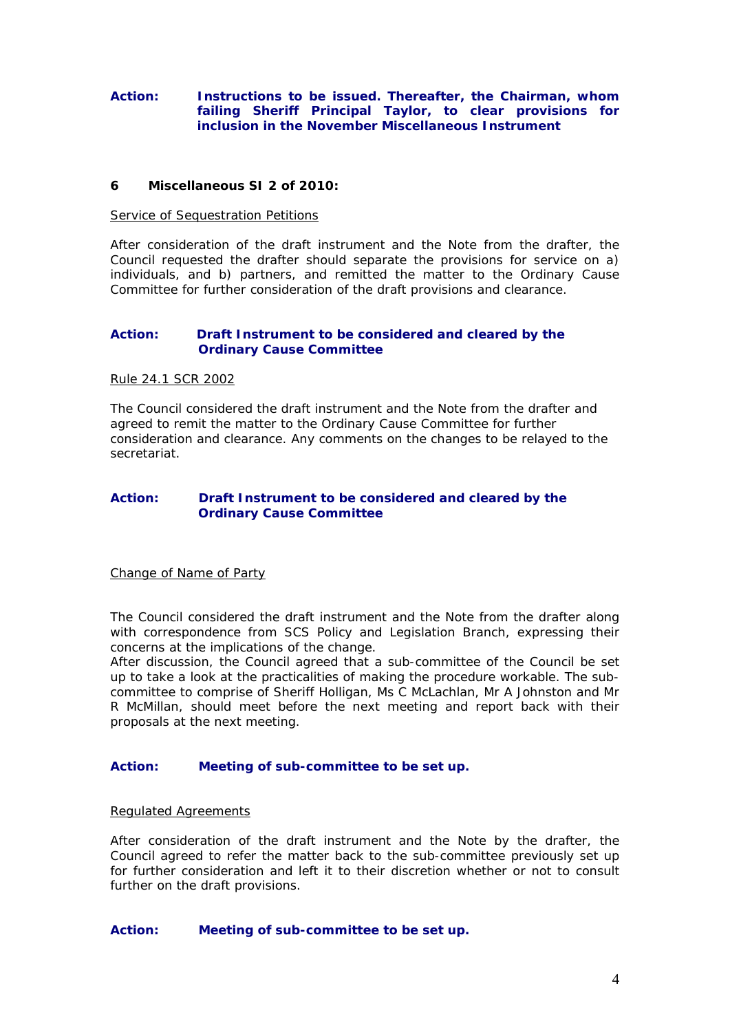**Action: Instructions to be issued. Thereafter, the Chairman, whom failing Sheriff Principal Taylor, to clear provisions for inclusion in the November Miscellaneous Instrument**

## 6 Miscellaneous SI 2 of 2010:

Service of Sequestration Petitions

After consideration of the draft instrument and the Note from the drafter, the Council requested the drafter should separate the provisions for service on a) individuals, and b) partners, and remitted the matter to the Ordinary Cause Committee for further consideration of the draft provisions and clearance.

**Action: Draft Instrument to be considered and cleared by the Ordinary Cause Committee**

Rule 24.1 SCR 2002

The Council considered the draft instrument and the Note from the drafter and agreed to remit the matter to the Ordinary Cause Committee for further consideration and clearance. Any comments on the changes to be relayed to the secretariat.

**Action: Draft Instrument to be considered and cleared by the Ordinary Cause Committee**

Change of Name of Party

The Council considered the draft instrument and the Note from the drafter along with correspondence from SCS Policy and Legislation Branch, expressing their concerns at the implications of the change.
After discussion, the Council agreed that a sub-committee of the Council be set up to take a look at the practicalities of making the procedure workable. The sub-committee to comprise of Sheriff Holligan, Ms C McLachlan, Mr A Johnston and Mr R McMillan, should meet before the next meeting and report back with their proposals at the next meeting.

**Action: Meeting of sub-committee to be set up.**

Regulated Agreements

After consideration of the draft instrument and the Note by the drafter, the Council agreed to refer the matter back to the sub-committee previously set up for further consideration and left it to their discretion whether or not to consult further on the draft provisions.

**Action: Meeting of sub-committee to be set up.**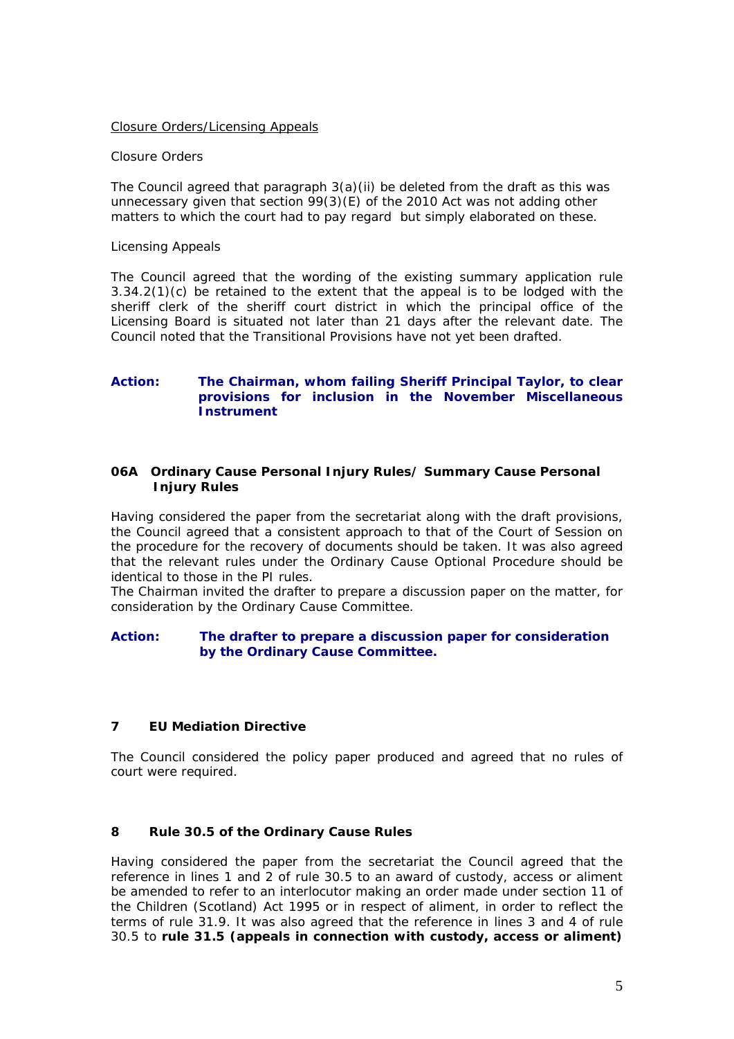Closure Orders/Licensing Appeals

Closure Orders

The Council agreed that paragraph 3(a)(ii) be deleted from the draft as this was unnecessary given that section 99(3)(E) of the 2010 Act was not adding other matters to which the court had to pay regard but simply elaborated on these.

Licensing Appeals

The Council agreed that the wording of the existing summary application rule 3.34.2(1)(c) be retained to the extent that the appeal is to be lodged with the sheriff clerk of the sheriff court district in which the principal office of the Licensing Board is situated not later than 21 days after the relevant date. The Council noted that the Transitional Provisions have not yet been drafted.

**Action: The Chairman, whom failing Sheriff Principal Taylor, to clear provisions for inclusion in the November Miscellaneous Instrument**

**06A Ordinary Cause Personal Injury Rules/ Summary Cause Personal Injury Rules**

Having considered the paper from the secretariat along with the draft provisions, the Council agreed that a consistent approach to that of the Court of Session on the procedure for the recovery of documents should be taken. It was also agreed that the relevant rules under the Ordinary Cause Optional Procedure should be identical to those in the PI rules.
The Chairman invited the drafter to prepare a discussion paper on the matter, for consideration by the Ordinary Cause Committee.

**Action: The drafter to prepare a discussion paper for consideration by the Ordinary Cause Committee.**

**7 EU Mediation Directive**

The Council considered the policy paper produced and agreed that no rules of court were required.

**8 Rule 30.5 of the Ordinary Cause Rules**

Having considered the paper from the secretariat the Council agreed that the reference in lines 1 and 2 of rule 30.5 to an award of custody, access or aliment be amended to refer to an interlocutor making an order made under section 11 of the Children (Scotland) Act 1995 or in respect of aliment, in order to reflect the terms of rule 31.9. It was also agreed that the reference in lines 3 and 4 of rule 30.5 to **rule 31.5 (appeals in connection with custody, access or aliment)**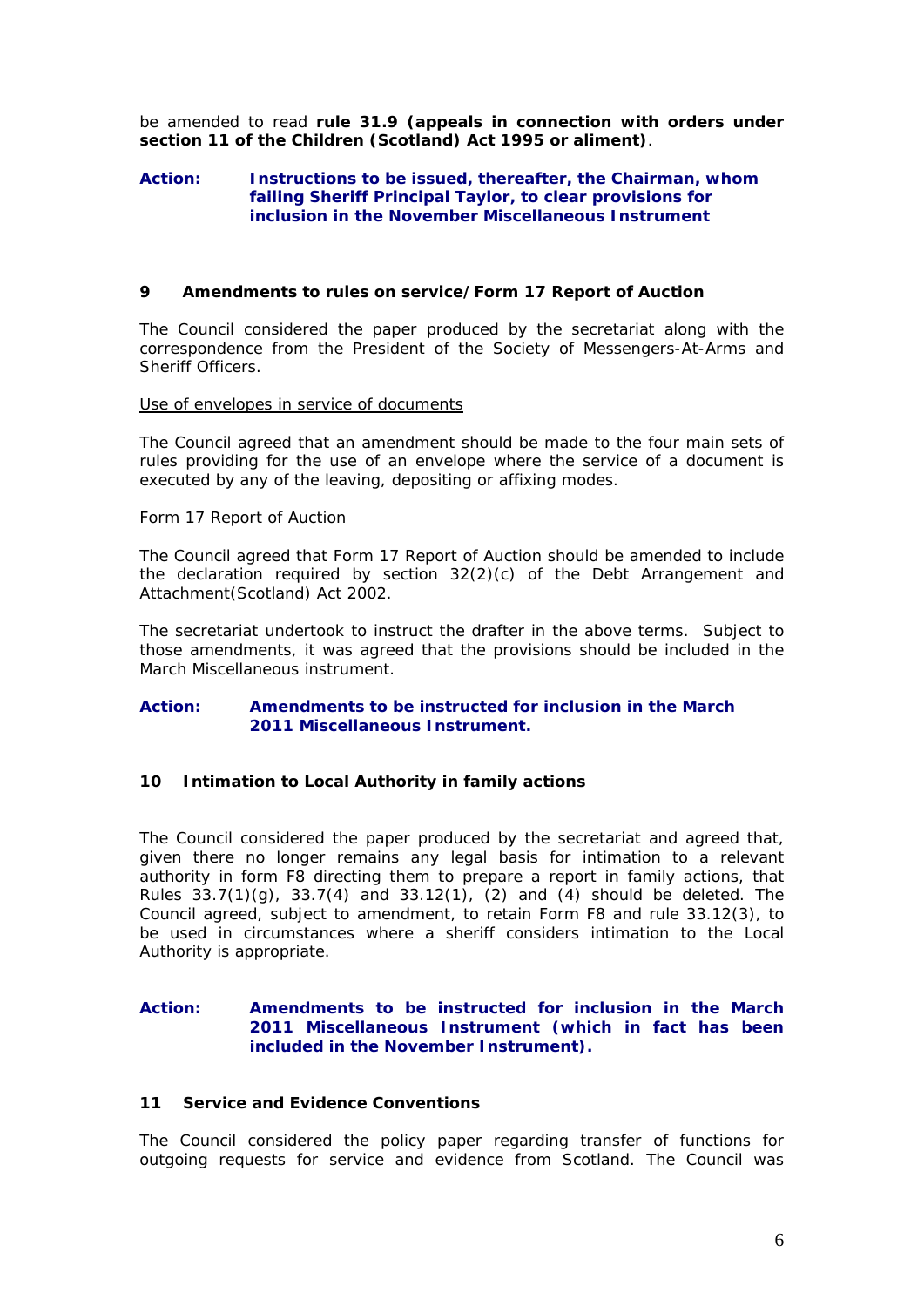be amended to read **rule 31.9 (appeals in connection with orders under section 11 of the Children (Scotland) Act 1995 or aliment)**.

**Action: Instructions to be issued, thereafter, the Chairman, whom failing Sheriff Principal Taylor, to clear provisions for inclusion in the November Miscellaneous Instrument**

### 9 Amendments to rules on service/Form 17 Report of Auction

The Council considered the paper produced by the secretariat along with the correspondence from the President of the Society of Messengers-At-Arms and Sheriff Officers.

<u>Use of envelopes in service of documents</u>

The Council agreed that an amendment should be made to the four main sets of rules providing for the use of an envelope where the service of a document is executed by any of the leaving, depositing or affixing modes.

<u>Form 17 Report of Auction</u>

The Council agreed that Form 17 Report of Auction should be amended to include the declaration required by section 32(2)(c) of the Debt Arrangement and Attachment(Scotland) Act 2002.

The secretariat undertook to instruct the drafter in the above terms. Subject to those amendments, it was agreed that the provisions should be included in the March Miscellaneous instrument.

**Action: Amendments to be instructed for inclusion in the March 2011 Miscellaneous Instrument.**

### 10 Intimation to Local Authority in family actions

The Council considered the paper produced by the secretariat and agreed that, given there no longer remains any legal basis for intimation to a relevant authority in form F8 directing them to prepare a report in family actions, that Rules 33.7(1)(g), 33.7(4) and 33.12(1), (2) and (4) should be deleted. The Council agreed, subject to amendment, to retain Form F8 and rule 33.12(3), to be used in circumstances where a sheriff considers intimation to the Local Authority is appropriate.

**Action: Amendments to be instructed for inclusion in the March 2011 Miscellaneous Instrument (which in fact has been included in the November Instrument).**

### 11 Service and Evidence Conventions

The Council considered the policy paper regarding transfer of functions for outgoing requests for service and evidence from Scotland. The Council was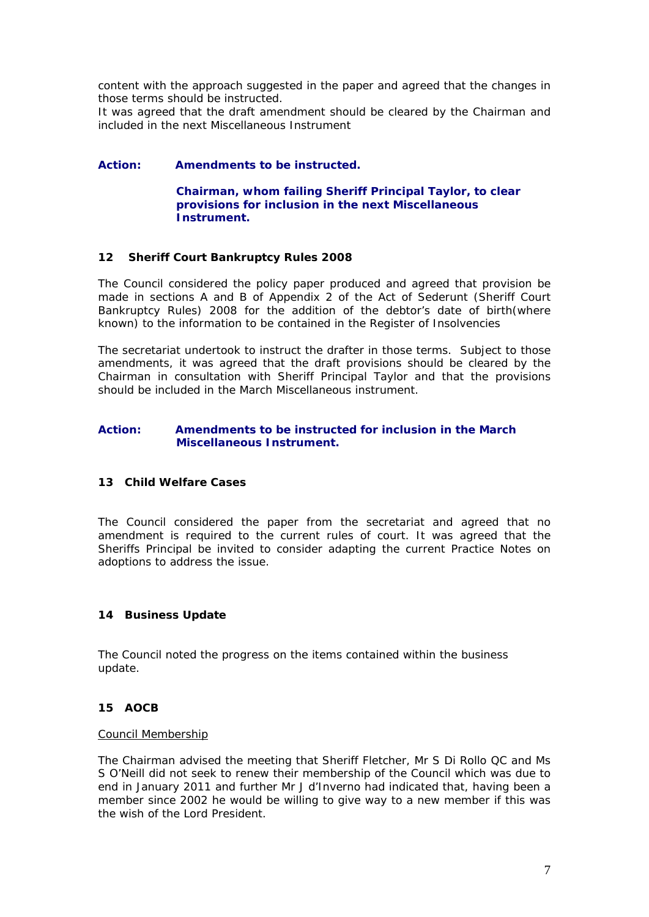content with the approach suggested in the paper and agreed that the changes in those terms should be instructed.
It was agreed that the draft amendment should be cleared by the Chairman and included in the next Miscellaneous Instrument

**Action: Amendments to be instructed.**

**Chairman, whom failing Sheriff Principal Taylor, to clear provisions for inclusion in the next Miscellaneous Instrument.**

**12 Sheriff Court Bankruptcy Rules 2008**

The Council considered the policy paper produced and agreed that provision be made in sections A and B of Appendix 2 of the Act of Sederunt (Sheriff Court Bankruptcy Rules) 2008 for the addition of the debtor's date of birth(where known) to the information to be contained in the Register of Insolvencies

The secretariat undertook to instruct the drafter in those terms. Subject to those amendments, it was agreed that the draft provisions should be cleared by the Chairman in consultation with Sheriff Principal Taylor and that the provisions should be included in the March Miscellaneous instrument.

**Action: Amendments to be instructed for inclusion in the March Miscellaneous Instrument.**

**13 Child Welfare Cases**

The Council considered the paper from the secretariat and agreed that no amendment is required to the current rules of court. It was agreed that the Sheriffs Principal be invited to consider adapting the current Practice Notes on adoptions to address the issue.

**14 Business Update**

The Council noted the progress on the items contained within the business update.

**15 AOCB**

Council Membership

The Chairman advised the meeting that Sheriff Fletcher, Mr S Di Rollo QC and Ms S O'Neill did not seek to renew their membership of the Council which was due to end in January 2011 and further Mr J d'Inverno had indicated that, having been a member since 2002 he would be willing to give way to a new member if this was the wish of the Lord President.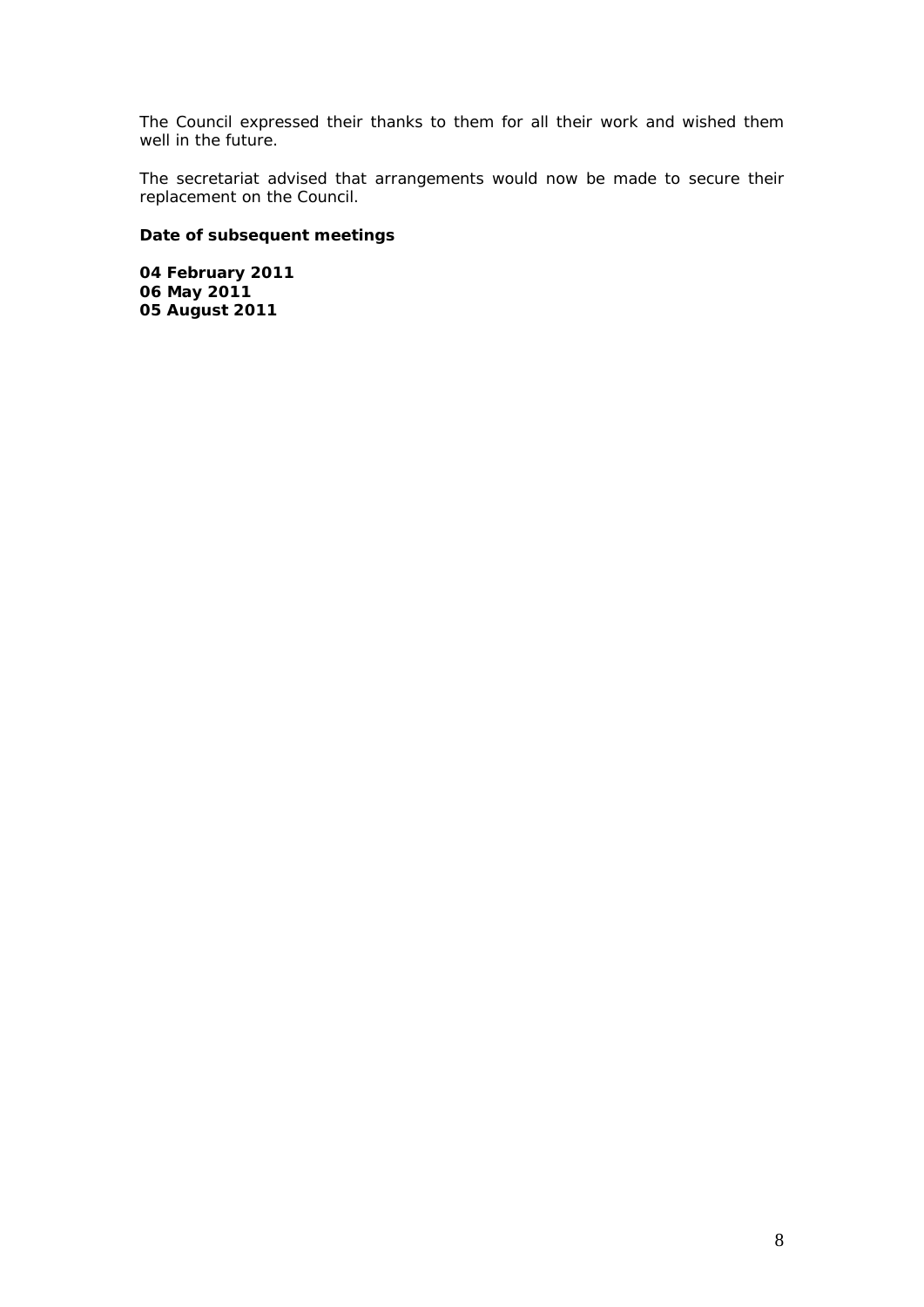The Council expressed their thanks to them for all their work and wished them well in the future.

The secretariat advised that arrangements would now be made to secure their replacement on the Council.

**Date of subsequent meetings**

**04 February 2011**
**06 May 2011**
**05 August 2011**